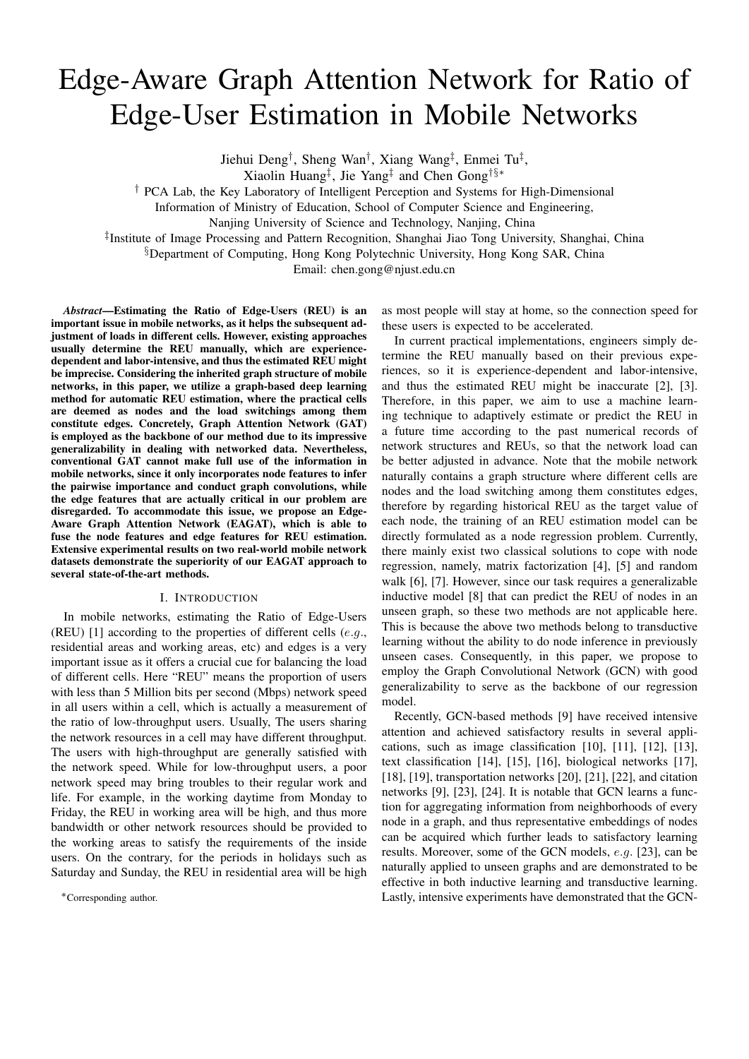# Edge-Aware Graph Attention Network for Ratio of Edge-User Estimation in Mobile Networks

Jiehui Deng[†], Sheng Wan[†], Xiang Wang[‡], Enmei Tu[‡], Xiaolin Huang[‡], Jie Yang[‡] and Chen Gong[†§*]

[†] PCA Lab, the Key Laboratory of Intelligent Perception and Systems for High-Dimensional Information of Ministry of Education, School of Computer Science and Engineering, Nanjing University of Science and Technology, Nanjing, China

[‡]Institute of Image Processing and Pattern Recognition, Shanghai Jiao Tong University, Shanghai, China

[§]Department of Computing, Hong Kong Polytechnic University, Hong Kong SAR, China

Email: chen.gong@njust.edu.cn

***Abstract*—Estimating the Ratio of Edge-Users (REU) is an important issue in mobile networks, as it helps the subsequent adjustment of loads in different cells. However, existing approaches usually determine the REU manually, which are experience-dependent and labor-intensive, and thus the estimated REU might be imprecise. Considering the inherited graph structure of mobile networks, in this paper, we utilize a graph-based deep learning method for automatic REU estimation, where the practical cells are deemed as nodes and the load switchings among them constitute edges. Concretely, Graph Attention Network (GAT) is employed as the backbone of our method due to its impressive generalizability in dealing with networked data. Nevertheless, conventional GAT cannot make full use of the information in mobile networks, since it only incorporates node features to infer the pairwise importance and conduct graph convolutions, while the edge features that are actually critical in our problem are disregarded. To accommodate this issue, we propose an Edge-Aware Graph Attention Network (EAGAT), which is able to fuse the node features and edge features for REU estimation. Extensive experimental results on two real-world mobile network datasets demonstrate the superiority of our EAGAT approach to several state-of-the-art methods.**

## I. Introduction

In mobile networks, estimating the Ratio of Edge-Users (REU) [1] according to the properties of different cells (*e.g.*, residential areas and working areas, etc) and edges is a very important issue as it offers a crucial cue for balancing the load of different cells. Here "REU" means the proportion of users with less than 5 Million bits per second (Mbps) network speed in all users within a cell, which is actually a measurement of the ratio of low-throughput users. Usually, The users sharing the network resources in a cell may have different throughput. The users with high-throughput are generally satisfied with the network speed. While for low-throughput users, a poor network speed may bring troubles to their regular work and life. For example, in the working daytime from Monday to Friday, the REU in working area will be high, and thus more bandwidth or other network resources should be provided to the working areas to satisfy the requirements of the inside users. On the contrary, for the periods in holidays such as Saturday and Sunday, the REU in residential area will be high as most people will stay at home, so the connection speed for these users is expected to be accelerated.

In current practical implementations, engineers simply determine the REU manually based on their previous experiences, so it is experience-dependent and labor-intensive, and thus the estimated REU might be inaccurate [2], [3]. Therefore, in this paper, we aim to use a machine learning technique to adaptively estimate or predict the REU in a future time according to the past numerical records of network structures and REUs, so that the network load can be better adjusted in advance. Note that the mobile network naturally contains a graph structure where different cells are nodes and the load switching among them constitutes edges, therefore by regarding historical REU as the target value of each node, the training of an REU estimation model can be directly formulated as a node regression problem. Currently, there mainly exist two classical solutions to cope with node regression, namely, matrix factorization [4], [5] and random walk [6], [7]. However, since our task requires a generalizable inductive model [8] that can predict the REU of nodes in an unseen graph, so these two methods are not applicable here. This is because the above two methods belong to transductive learning without the ability to do node inference in previously unseen cases. Consequently, in this paper, we propose to employ the Graph Convolutional Network (GCN) with good generalizability to serve as the backbone of our regression model.

Recently, GCN-based methods [9] have received intensive attention and achieved satisfactory results in several applications, such as image classification [10], [11], [12], [13], text classification [14], [15], [16], biological networks [17], [18], [19], transportation networks [20], [21], [22], and citation networks [9], [23], [24]. It is notable that GCN learns a function for aggregating information from neighborhoods of every node in a graph, and thus representative embeddings of nodes can be acquired which further leads to satisfactory learning results. Moreover, some of the GCN models, *e.g.* [23], can be naturally applied to unseen graphs and are demonstrated to be effective in both inductive learning and transductive learning. Lastly, intensive experiments have demonstrated that the GCN-

*Corresponding author.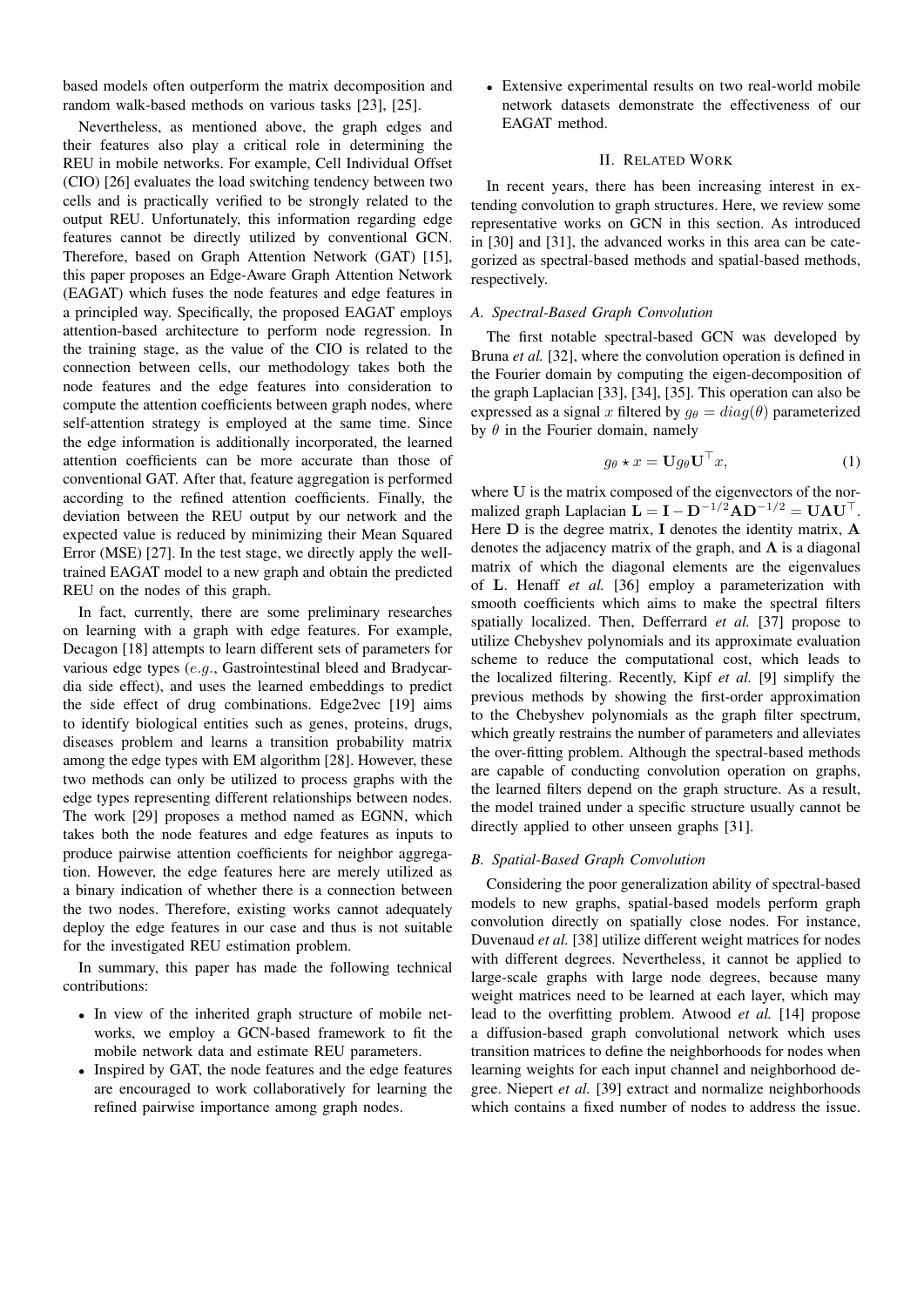based models often outperform the matrix decomposition and random walk-based methods on various tasks [23], [25].

Nevertheless, as mentioned above, the graph edges and their features also play a critical role in determining the REU in mobile networks. For example, Cell Individual Offset (CIO) [26] evaluates the load switching tendency between two cells and is practically verified to be strongly related to the output REU. Unfortunately, this information regarding edge features cannot be directly utilized by conventional GCN. Therefore, based on Graph Attention Network (GAT) [15], this paper proposes an Edge-Aware Graph Attention Network (EAGAT) which fuses the node features and edge features in a principled way. Specifically, the proposed EAGAT employs attention-based architecture to perform node regression. In the training stage, as the value of the CIO is related to the connection between cells, our methodology takes both the node features and the edge features into consideration to compute the attention coefficients between graph nodes, where self-attention strategy is employed at the same time. Since the edge information is additionally incorporated, the learned attention coefficients can be more accurate than those of conventional GAT. After that, feature aggregation is performed according to the refined attention coefficients. Finally, the deviation between the REU output by our network and the expected value is reduced by minimizing their Mean Squared Error (MSE) [27]. In the test stage, we directly apply the well-trained EAGAT model to a new graph and obtain the predicted REU on the nodes of this graph.

In fact, currently, there are some preliminary researches on learning with a graph with edge features. For example, Decagon [18] attempts to learn different sets of parameters for various edge types (*e.g.*, Gastrointestinal bleed and Bradycardia side effect), and uses the learned embeddings to predict the side effect of drug combinations. Edge2vec [19] aims to identify biological entities such as genes, proteins, drugs, diseases problem and learns a transition probability matrix among the edge types with EM algorithm [28]. However, these two methods can only be utilized to process graphs with the edge types representing different relationships between nodes. The work [29] proposes a method named as EGNN, which takes both the node features and edge features as inputs to produce pairwise attention coefficients for neighbor aggregation. However, the edge features here are merely utilized as a binary indication of whether there is a connection between the two nodes. Therefore, existing works cannot adequately deploy the edge features in our case and thus is not suitable for the investigated REU estimation problem.

In summary, this paper has made the following technical contributions:

- In view of the inherited graph structure of mobile networks, we employ a GCN-based framework to fit the mobile network data and estimate REU parameters.
- Inspired by GAT, the node features and the edge features are encouraged to work collaboratively for learning the refined pairwise importance among graph nodes.
- Extensive experimental results on two real-world mobile network datasets demonstrate the effectiveness of our EAGAT method.

## II. Related Work

In recent years, there has been increasing interest in extending convolution to graph structures. Here, we review some representative works on GCN in this section. As introduced in [30] and [31], the advanced works in this area can be categorized as spectral-based methods and spatial-based methods, respectively.

### A. Spectral-Based Graph Convolution

The first notable spectral-based GCN was developed by Bruna *et al.* [32], where the convolution operation is defined in the Fourier domain by computing the eigen-decomposition of the graph Laplacian [33], [34], [35]. This operation can also be expressed as a signal $x$ filtered by $g_\theta = diag(\theta)$ parameterized by $\theta$ in the Fourier domain, namely

$$g_\theta \star x = \mathbf{U} g_\theta \mathbf{U}^\top x, \tag{1}$$

where $\mathbf{U}$ is the matrix composed of the eigenvectors of the normalized graph Laplacian $\mathbf{L} = \mathbf{I} - \mathbf{D}^{-1/2}\mathbf{A}\mathbf{D}^{-1/2} = \mathbf{U}\mathbf{\Lambda}\mathbf{U}^\top$. Here $\mathbf{D}$ is the degree matrix, $\mathbf{I}$ denotes the identity matrix, $\mathbf{A}$ denotes the adjacency matrix of the graph, and $\mathbf{\Lambda}$ is a diagonal matrix of which the diagonal elements are the eigenvalues of $\mathbf{L}$. Henaff *et al.* [36] employ a parameterization with smooth coefficients which aims to make the spectral filters spatially localized. Then, Defferrard *et al.* [37] propose to utilize Chebyshev polynomials and its approximate evaluation scheme to reduce the computational cost, which leads to the localized filtering. Recently, Kipf *et al.* [9] simplify the previous methods by showing the first-order approximation to the Chebyshev polynomials as the graph filter spectrum, which greatly restrains the number of parameters and alleviates the over-fitting problem. Although the spectral-based methods are capable of conducting convolution operation on graphs, the learned filters depend on the graph structure. As a result, the model trained under a specific structure usually cannot be directly applied to other unseen graphs [31].

### B. Spatial-Based Graph Convolution

Considering the poor generalization ability of spectral-based models to new graphs, spatial-based models perform graph convolution directly on spatially close nodes. For instance, Duvenaud *et al.* [38] utilize different weight matrices for nodes with different degrees. Nevertheless, it cannot be applied to large-scale graphs with large node degrees, because many weight matrices need to be learned at each layer, which may lead to the overfitting problem. Atwood *et al.* [14] propose a diffusion-based graph convolutional network which uses transition matrices to define the neighborhoods for nodes when learning weights for each input channel and neighborhood degree. Niepert *et al.* [39] extract and normalize neighborhoods which contains a fixed number of nodes to address the issue.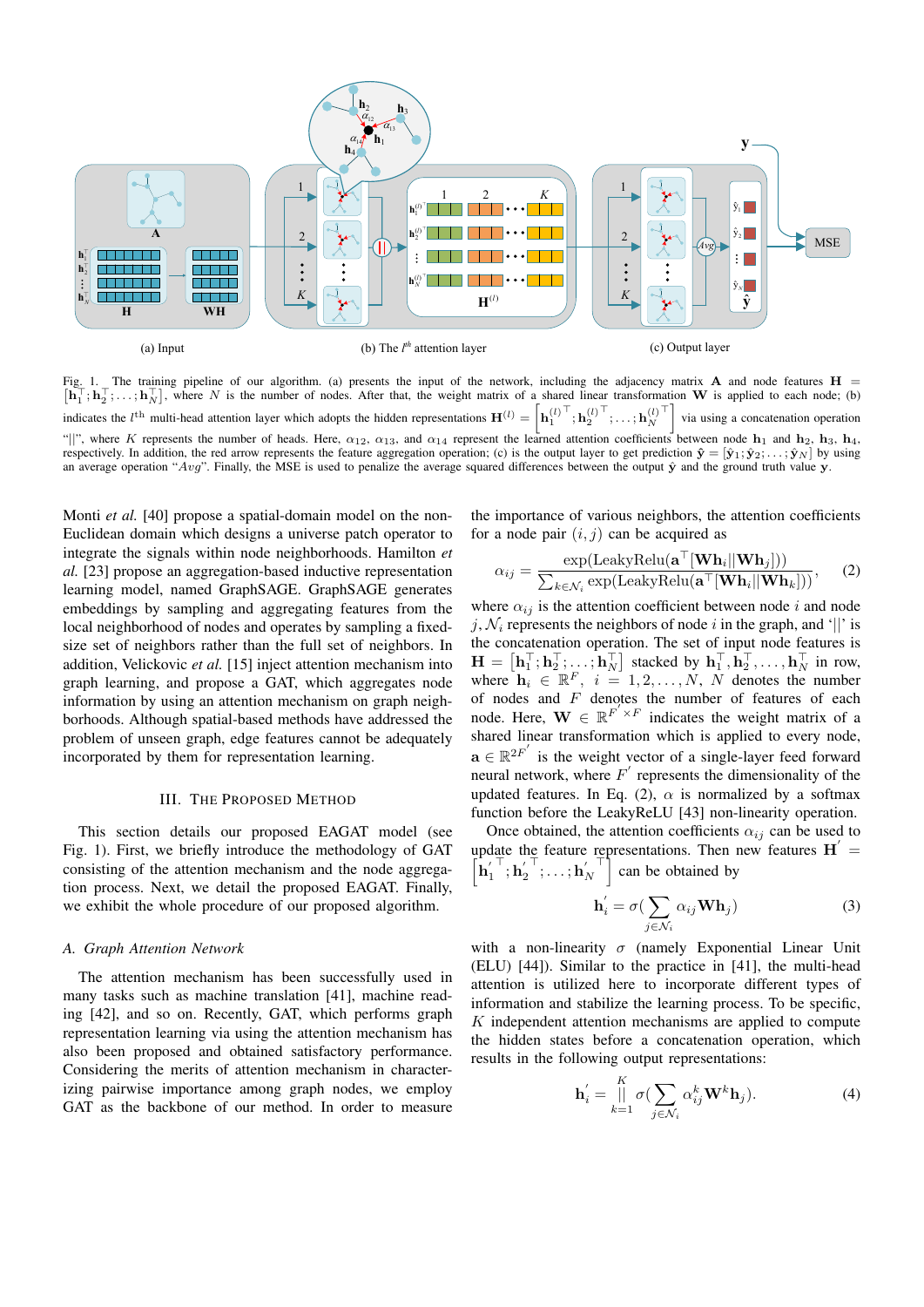(a) Input (b) The $l^{th}$ attention layer (c) Output layer

Fig. 1. The training pipeline of our algorithm. (a) presents the input of the network, including the adjacency matrix $\mathbf{A}$ and node features $\mathbf{H} = [\mathbf{h}_1^\top; \mathbf{h}_2^\top; \ldots; \mathbf{h}_N^\top]$, where $N$ is the number of nodes. After that, the weight matrix of a shared linear transformation $\mathbf{W}$ is applied to each node; (b) indicates the $l^{\text{th}}$ multi-head attention layer which adopts the hidden representations $\mathbf{H}^{(l)} = \left[\mathbf{h}_1^{(l)\top}; \mathbf{h}_2^{(l)\top}; \ldots; \mathbf{h}_N^{(l)\top}\right]$ via using a concatenation operation "$||$", where $K$ represents the number of heads. Here, $\alpha_{12}$, $\alpha_{13}$, and $\alpha_{14}$ represent the learned attention coefficients between node $\mathbf{h}_1$ and $\mathbf{h}_2$, $\mathbf{h}_3$, $\mathbf{h}_4$, respectively. In addition, the red arrow represents the feature aggregation operation; (c) is the output layer to get prediction $\hat{\mathbf{y}} = [\hat{\mathbf{y}}_1; \hat{\mathbf{y}}_2; \ldots; \hat{\mathbf{y}}_N]$ by using an average operation "$Avg$". Finally, the MSE is used to penalize the average squared differences between the output $\hat{\mathbf{y}}$ and the ground truth value $\mathbf{y}$.

Monti *et al.* [40] propose a spatial-domain model on the non-Euclidean domain which designs a universe patch operator to integrate the signals within node neighborhoods. Hamilton *et al.* [23] propose an aggregation-based inductive representation learning model, named GraphSAGE. GraphSAGE generates embeddings by sampling and aggregating features from the local neighborhood of nodes and operates by sampling a fixed-size set of neighbors rather than the full set of neighbors. In addition, Velickovic *et al.* [15] inject attention mechanism into graph learning, and propose a GAT, which aggregates node information by using an attention mechanism on graph neighborhoods. Although spatial-based methods have addressed the problem of unseen graph, edge features cannot be adequately incorporated by them for representation learning.

## III. The Proposed Method

This section details our proposed EAGAT model (see Fig. 1). First, we briefly introduce the methodology of GAT consisting of the attention mechanism and the node aggregation process. Next, we detail the proposed EAGAT. Finally, we exhibit the whole procedure of our proposed algorithm.

### A. Graph Attention Network

The attention mechanism has been successfully used in many tasks such as machine translation [41], machine reading [42], and so on. Recently, GAT, which performs graph representation learning via using the attention mechanism has also been proposed and obtained satisfactory performance. Considering the merits of attention mechanism in characterizing pairwise importance among graph nodes, we employ GAT as the backbone of our method. In order to measure the importance of various neighbors, the attention coefficients for a node pair $(i, j)$ can be acquired as

$$\alpha_{ij} = \frac{\exp(\text{LeakyRelu}(\mathbf{a}^\top[\mathbf{W}\mathbf{h}_i || \mathbf{W}\mathbf{h}_j]))}{\sum_{k \in \mathcal{N}_i} \exp(\text{LeakyRelu}(\mathbf{a}^\top[\mathbf{W}\mathbf{h}_i || \mathbf{W}\mathbf{h}_k]))}, \tag{2}$$

where $\alpha_{ij}$ is the attention coefficient between node $i$ and node $j$, $\mathcal{N}_i$ represents the neighbors of node $i$ in the graph, and '$||$' is the concatenation operation. The set of input node features is $\mathbf{H} = [\mathbf{h}_1^\top; \mathbf{h}_2^\top; \ldots; \mathbf{h}_N^\top]$ stacked by $\mathbf{h}_1^\top, \mathbf{h}_2^\top, \ldots, \mathbf{h}_N^\top$ in row, where $\mathbf{h}_i \in \mathbb{R}^F$, $i = 1, 2, \ldots, N$, $N$ denotes the number of nodes and $F$ denotes the number of features of each node. Here, $\mathbf{W} \in \mathbb{R}^{F' \times F}$ indicates the weight matrix of a shared linear transformation which is applied to every node, $\mathbf{a} \in \mathbb{R}^{2F'}$ is the weight vector of a single-layer feed forward neural network, where $F'$ represents the dimensionality of the updated features. In Eq. (2), $\alpha$ is normalized by a softmax function before the LeakyReLU [43] non-linearity operation.

Once obtained, the attention coefficients $\alpha_{ij}$ can be used to update the feature representations. Then new features $\mathbf{H}' = \left[\mathbf{h}_1'^\top; \mathbf{h}_2'^\top; \ldots; \mathbf{h}_N'^\top\right]$ can be obtained by

$$\mathbf{h}_i' = \sigma\Big(\sum_{j \in \mathcal{N}_i} \alpha_{ij} \mathbf{W}\mathbf{h}_j\Big) \tag{3}$$

with a non-linearity $\sigma$ (namely Exponential Linear Unit (ELU) [44]). Similar to the practice in [41], the multi-head attention is utilized here to incorporate different types of information and stabilize the learning process. To be specific, $K$ independent attention mechanisms are applied to compute the hidden states before a concatenation operation, which results in the following output representations:

$$\mathbf{h}_i' = \mathop{\Big|\Big|}_{k=1}^{K} \sigma\Big(\sum_{j \in \mathcal{N}_i} \alpha_{ij}^k \mathbf{W}^k \mathbf{h}_j\Big). \tag{4}$$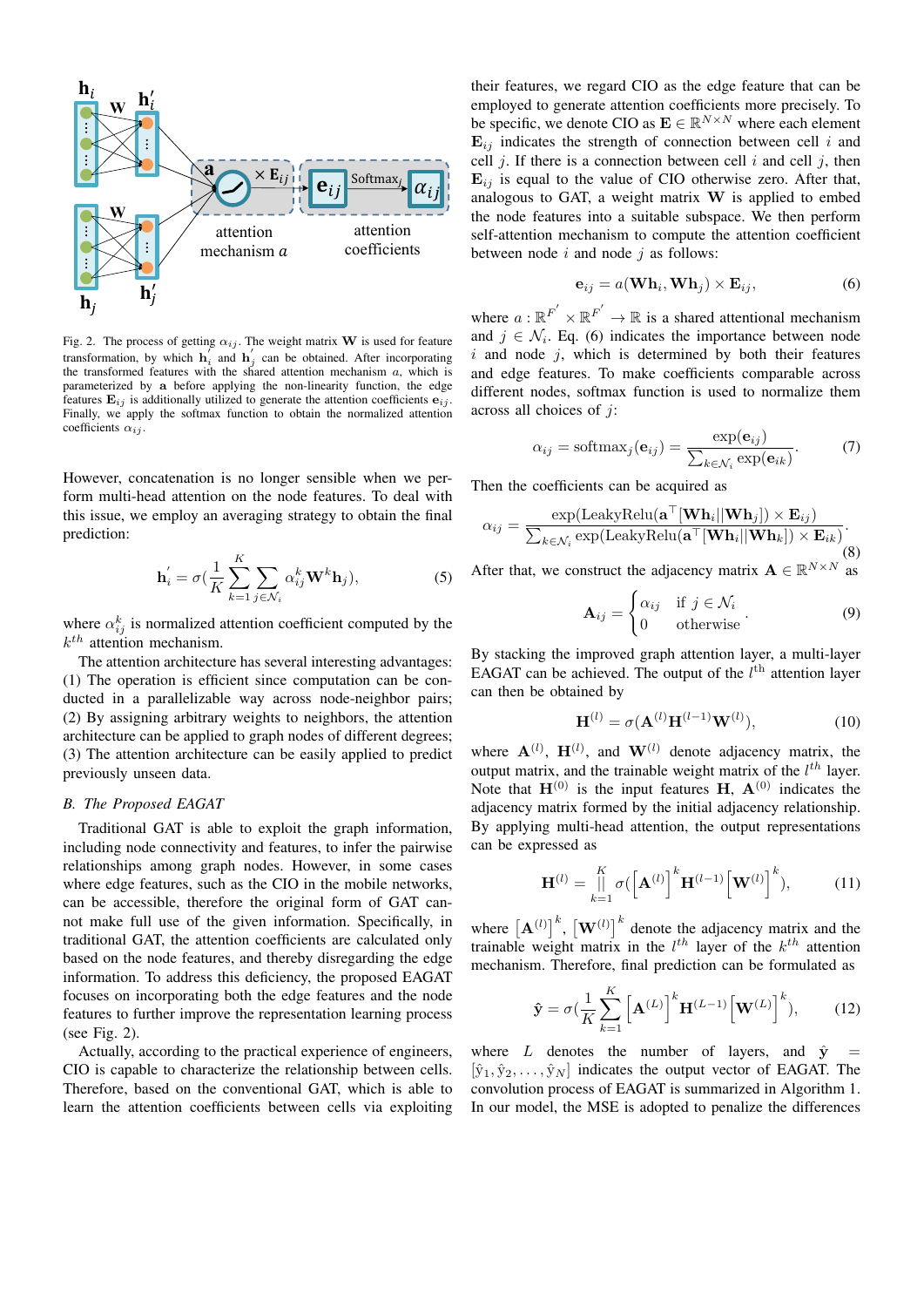Fig. 2. The process of getting $\alpha_{ij}$. The weight matrix $\mathbf{W}$ is used for feature transformation, by which $\mathbf{h}_i^{'}$ and $\mathbf{h}_j^{'}$ can be obtained. After incorporating the transformed features with the shared attention mechanism $a$, which is parameterized by $\mathbf{a}$ before applying the non-linearity function, the edge features $\mathbf{E}_{ij}$ is additionally utilized to generate the attention coefficients $\mathbf{e}_{ij}$. Finally, we apply the softmax function to obtain the normalized attention coefficients $\alpha_{ij}$.

However, concatenation is no longer sensible when we perform multi-head attention on the node features. To deal with this issue, we employ an averaging strategy to obtain the final prediction:

$$\mathbf{h}_i^{'} = \sigma\Big(\frac{1}{K}\sum_{k=1}^{K}\sum_{j\in\mathcal{N}_i}\alpha_{ij}^{k}\mathbf{W}^{k}\mathbf{h}_j\Big), \tag{5}$$

where $\alpha_{ij}^{k}$ is normalized attention coefficient computed by the $k^{th}$ attention mechanism.

The attention architecture has several interesting advantages: (1) The operation is efficient since computation can be conducted in a parallelizable way across node-neighbor pairs; (2) By assigning arbitrary weights to neighbors, the attention architecture can be applied to graph nodes of different degrees; (3) The attention architecture can be easily applied to predict previously unseen data.

### B. The Proposed EAGAT

Traditional GAT is able to exploit the graph information, including node connectivity and features, to infer the pairwise relationships among graph nodes. However, in some cases where edge features, such as the CIO in the mobile networks, can be accessible, therefore the original form of GAT cannot make full use of the given information. Specifically, in traditional GAT, the attention coefficients are calculated only based on the node features, and thereby disregarding the edge information. To address this deficiency, the proposed EAGAT focuses on incorporating both the edge features and the node features to further improve the representation learning process (see Fig. 2).

Actually, according to the practical experience of engineers, CIO is capable to characterize the relationship between cells. Therefore, based on the conventional GAT, which is able to learn the attention coefficients between cells via exploiting their features, we regard CIO as the edge feature that can be employed to generate attention coefficients more precisely. To be specific, we denote CIO as $\mathbf{E}\in\mathbb{R}^{N\times N}$ where each element $\mathbf{E}_{ij}$ indicates the strength of connection between cell $i$ and cell $j$. If there is a connection between cell $i$ and cell $j$, then $\mathbf{E}_{ij}$ is equal to the value of CIO otherwise zero. After that, analogous to GAT, a weight matrix $\mathbf{W}$ is applied to embed the node features into a suitable subspace. We then perform self-attention mechanism to compute the attention coefficient between node $i$ and node $j$ as follows:

$$\mathbf{e}_{ij} = a(\mathbf{W}\mathbf{h}_i, \mathbf{W}\mathbf{h}_j)\times\mathbf{E}_{ij}, \tag{6}$$

where $a:\mathbb{R}^{F^{'}}\times\mathbb{R}^{F^{'}}\rightarrow\mathbb{R}$ is a shared attentional mechanism and $j\in\mathcal{N}_i$. Eq. (6) indicates the importance between node $i$ and node $j$, which is determined by both their features and edge features. To make coefficients comparable across different nodes, softmax function is used to normalize them across all choices of $j$:

$$\alpha_{ij} = \mathrm{softmax}_j(\mathbf{e}_{ij}) = \frac{\exp(\mathbf{e}_{ij})}{\sum_{k\in\mathcal{N}_i}\exp(\mathbf{e}_{ik})}. \tag{7}$$

Then the coefficients can be acquired as

$$\alpha_{ij} = \frac{\exp(\mathrm{LeakyRelu}(\mathbf{a}^{\top}[\mathbf{W}\mathbf{h}_i\|\mathbf{W}\mathbf{h}_j])\times\mathbf{E}_{ij})}{\sum_{k\in\mathcal{N}_i}\exp(\mathrm{LeakyRelu}(\mathbf{a}^{\top}[\mathbf{W}\mathbf{h}_i\|\mathbf{W}\mathbf{h}_k])\times\mathbf{E}_{ik})}. \tag{8}$$

After that, we construct the adjacency matrix $\mathbf{A}\in\mathbb{R}^{N\times N}$ as

$$\mathbf{A}_{ij} = \begin{cases}\alpha_{ij} & \text{if } j\in\mathcal{N}_i \\ 0 & \text{otherwise}\end{cases}. \tag{9}$$

By stacking the improved graph attention layer, a multi-layer EAGAT can be achieved. The output of the $l^{\text{th}}$ attention layer can then be obtained by

$$\mathbf{H}^{(l)} = \sigma(\mathbf{A}^{(l)}\mathbf{H}^{(l-1)}\mathbf{W}^{(l)}), \tag{10}$$

where $\mathbf{A}^{(l)}$, $\mathbf{H}^{(l)}$, and $\mathbf{W}^{(l)}$ denote adjacency matrix, the output matrix, and the trainable weight matrix of the $l^{th}$ layer. Note that $\mathbf{H}^{(0)}$ is the input features $\mathbf{H}$, $\mathbf{A}^{(0)}$ indicates the adjacency matrix formed by the initial adjacency relationship. By applying multi-head attention, the output representations can be expressed as

$$\mathbf{H}^{(l)} = \Big\|_{k=1}^{K}\sigma\Big(\left[\mathbf{A}^{(l)}\right]^{k}\mathbf{H}^{(l-1)}\left[\mathbf{W}^{(l)}\right]^{k}\Big), \tag{11}$$

where $\left[\mathbf{A}^{(l)}\right]^{k}$, $\left[\mathbf{W}^{(l)}\right]^{k}$ denote the adjacency matrix and the trainable weight matrix in the $l^{th}$ layer of the $k^{th}$ attention mechanism. Therefore, final prediction can be formulated as

$$\hat{\mathbf{y}} = \sigma\Big(\frac{1}{K}\sum_{k=1}^{K}\left[\mathbf{A}^{(L)}\right]^{k}\mathbf{H}^{(L-1)}\left[\mathbf{W}^{(L)}\right]^{k}\Big), \tag{12}$$

where $L$ denotes the number of layers, and $\hat{\mathbf{y}} = [\hat{y}_1, \hat{y}_2, \ldots, \hat{y}_N]$ indicates the output vector of EAGAT. The convolution process of EAGAT is summarized in Algorithm 1. In our model, the MSE is adopted to penalize the differences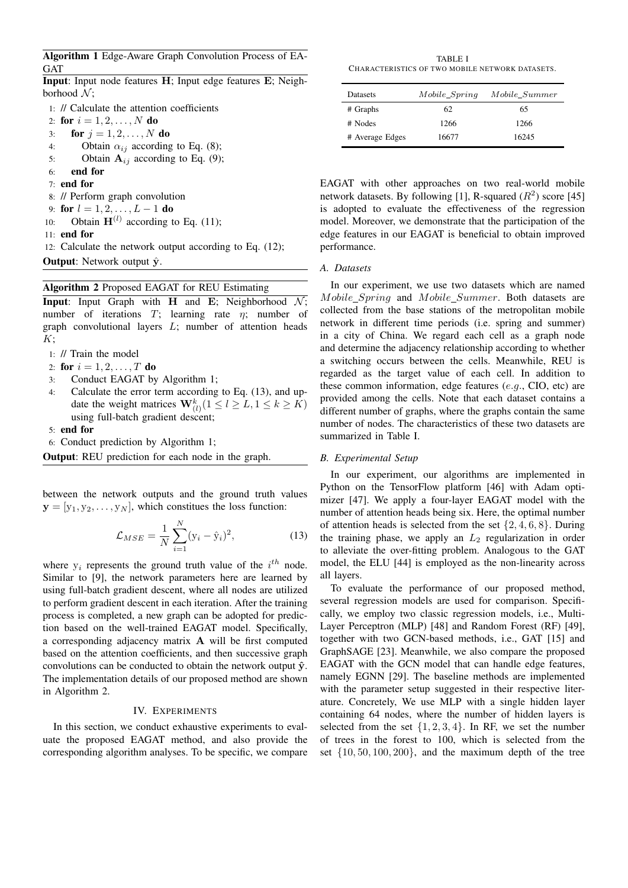**Algorithm 1** Edge-Aware Graph Convolution Process of EAGAT

**Input**: Input node features $\mathbf{H}$; Input edge features $\mathbf{E}$; Neighborhood $\mathcal{N}$;

1: // Calculate the attention coefficients
2: **for** $i = 1, 2, \ldots, N$ **do**
3: **for** $j = 1, 2, \ldots, N$ **do**
4: Obtain $\alpha_{ij}$ according to Eq. (8);
5: Obtain $\mathbf{A}_{ij}$ according to Eq. (9);
6: **end for**
7: **end for**
8: // Perform graph convolution
9: **for** $l = 1, 2, \ldots, L-1$ **do**
10: Obtain $\mathbf{H}^{(l)}$ according to Eq. (11);
11: **end for**
12: Calculate the network output according to Eq. (12);

**Output**: Network output $\hat{\mathbf{y}}$.

**Algorithm 2** Proposed EAGAT for REU Estimating

**Input**: Input Graph with $\mathbf{H}$ and $\mathbf{E}$; Neighborhood $\mathcal{N}$; number of iterations $T$; learning rate $\eta$; number of graph convolutional layers $L$; number of attention heads $K$;

1: // Train the model
2: **for** $i = 1, 2, \ldots, T$ **do**
3: Conduct EAGAT by Algorithm 1;
4: Calculate the error term according to Eq. (13), and update the weight matrices $\mathbf{W}_{(l)}^{k} (1 \leq l \geq L, 1 \leq k \geq K)$ using full-batch gradient descent;
5: **end for**
6: Conduct prediction by Algorithm 1;

**Output**: REU prediction for each node in the graph.

between the network outputs and the ground truth values $\mathbf{y} = [\mathrm{y}_1, \mathrm{y}_2, \ldots, \mathrm{y}_N]$, which constitues the loss function:

$$\mathcal{L}_{MSE} = \frac{1}{N} \sum_{i=1}^{N} (\mathrm{y}_i - \hat{\mathrm{y}}_i)^2, \tag{13}$$

where $\mathrm{y}_i$ represents the ground truth value of the $i^{th}$ node. Similar to [9], the network parameters here are learned by using full-batch gradient descent, where all nodes are utilized to perform gradient descent in each iteration. After the training process is completed, a new graph can be adopted for prediction based on the well-trained EAGAT model. Specifically, a corresponding adjacency matrix $\mathbf{A}$ will be first computed based on the attention coefficients, and then successive graph convolutions can be conducted to obtain the network output $\hat{\mathbf{y}}$. The implementation details of our proposed method are shown in Algorithm 2.

## IV. Experiments

In this section, we conduct exhaustive experiments to evaluate the proposed EAGAT method, and also provide the corresponding algorithm analyses. To be specific, we compare EAGAT with other approaches on two real-world mobile network datasets. By following [1], R-squared ($R^2$) score [45] is adopted to evaluate the effectiveness of the regression model. Moreover, we demonstrate that the participation of the edge features in our EAGAT is beneficial to obtain improved performance.

TABLE I
Characteristics of two mobile network datasets.

| Datasets | $Mobile\_Spring$ | $Mobile\_Summer$ |
|---|---|---|
| # Graphs | 62 | 65 |
| # Nodes | 1266 | 1266 |
| # Average Edges | 16677 | 16245 |

### A. Datasets

In our experiment, we use two datasets which are named $Mobile\_Spring$ and $Mobile\_Summer$. Both datasets are collected from the base stations of the metropolitan mobile network in different time periods (i.e. spring and summer) in a city of China. We regard each cell as a graph node and determine the adjacency relationship according to whether a switching occurs between the cells. Meanwhile, REU is regarded as the target value of each cell. In addition to these common information, edge features ($e.g.$, CIO, etc) are provided among the cells. Note that each dataset contains a different number of graphs, where the graphs contain the same number of nodes. The characteristics of these two datasets are summarized in Table I.

### B. Experimental Setup

In our experiment, our algorithms are implemented in Python on the TensorFlow platform [46] with Adam optimizer [47]. We apply a four-layer EAGAT model with the number of attention heads being six. Here, the optimal number of attention heads is selected from the set $\{2, 4, 6, 8\}$. During the training phase, we apply an $L_2$ regularization in order to alleviate the over-fitting problem. Analogous to the GAT model, the ELU [44] is employed as the non-linearity across all layers.

To evaluate the performance of our proposed method, several regression models are used for comparison. Specifically, we employ two classic regression models, i.e., Multi-Layer Perceptron (MLP) [48] and Random Forest (RF) [49], together with two GCN-based methods, i.e., GAT [15] and GraphSAGE [23]. Meanwhile, we also compare the proposed EAGAT with the GCN model that can handle edge features, namely EGNN [29]. The baseline methods are implemented with the parameter setup suggested in their respective literature. Concretely, We use MLP with a single hidden layer containing 64 nodes, where the number of hidden layers is selected from the set $\{1, 2, 3, 4\}$. In RF, we set the number of trees in the forest to 100, which is selected from the set $\{10, 50, 100, 200\}$, and the maximum depth of the tree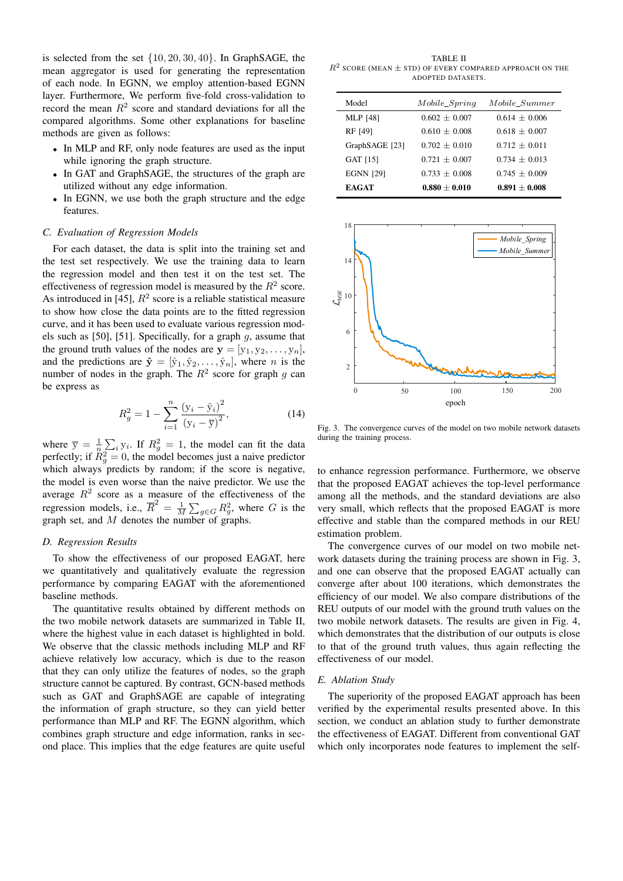is selected from the set $\{10, 20, 30, 40\}$. In GraphSAGE, the mean aggregator is used for generating the representation of each node. In EGNN, we employ attention-based EGNN layer. Furthermore, We perform five-fold cross-validation to record the mean $R^2$ score and standard deviations for all the compared algorithms. Some other explanations for baseline methods are given as follows:

- In MLP and RF, only node features are used as the input while ignoring the graph structure.
- In GAT and GraphSAGE, the structures of the graph are utilized without any edge information.
- In EGNN, we use both the graph structure and the edge features.

### C. Evaluation of Regression Models

For each dataset, the data is split into the training set and the test set respectively. We use the training data to learn the regression model and then test it on the test set. The effectiveness of regression model is measured by the $R^2$ score. As introduced in [45], $R^2$ score is a reliable statistical measure to show how close the data points are to the fitted regression curve, and it has been used to evaluate various regression models such as [50], [51]. Specifically, for a graph $g$, assume that the ground truth values of the nodes are $\mathbf{y} = [y_1, y_2, \ldots, y_n]$, and the predictions are $\hat{\mathbf{y}} = [\hat{y}_1, \hat{y}_2, \ldots, \hat{y}_n]$, where $n$ is the number of nodes in the graph. The $R^2$ score for graph $g$ can be express as

$$R_g^2 = 1 - \sum_{i=1}^{n} \frac{(y_i - \hat{y}_i)^2}{(y_i - \overline{y})^2}, \tag{14}$$

where $\overline{y} = \frac{1}{n}\sum_i y_i$. If $R_g^2 = 1$, the model can fit the data perfectly; if $R_g^2 = 0$, the model becomes just a naive predictor which always predicts by random; if the score is negative, the model is even worse than the naive predictor. We use the average $R^2$ score as a measure of the effectiveness of the regression models, i.e., $\overline{R}^2 = \frac{1}{M}\sum_{g \in G} R_g^2$, where $G$ is the graph set, and $M$ denotes the number of graphs.

### D. Regression Results

To show the effectiveness of our proposed EAGAT, here we quantitatively and qualitatively evaluate the regression performance by comparing EAGAT with the aforementioned baseline methods.

The quantitative results obtained by different methods on the two mobile network datasets are summarized in Table II, where the highest value in each dataset is highlighted in bold. We observe that the classic methods including MLP and RF achieve relatively low accuracy, which is due to the reason that they can only utilize the features of nodes, so the graph structure cannot be captured. By contrast, GCN-based methods such as GAT and GraphSAGE are capable of integrating the information of graph structure, so they can yield better performance than MLP and RF. The EGNN algorithm, which combines graph structure and edge information, ranks in second place. This implies that the edge features are quite useful to enhance regression performance. Furthermore, we observe that the proposed EAGAT achieves the top-level performance among all the methods, and the standard deviations are also very small, which reflects that the proposed EAGAT is more effective and stable than the compared methods in our REU estimation problem.

TABLE II
$R^2$ SCORE (MEAN $\pm$ STD) OF EVERY COMPARED APPROACH ON THE ADOPTED DATASETS.

| Model | *Mobile_Spring* | *Mobile_Summer* |
|---|---|---|
| MLP [48] | $0.602 \pm 0.007$ | $0.614 \pm 0.006$ |
| RF [49] | $0.610 \pm 0.008$ | $0.618 \pm 0.007$ |
| GraphSAGE [23] | $0.702 \pm 0.010$ | $0.712 \pm 0.011$ |
| GAT [15] | $0.721 \pm 0.007$ | $0.734 \pm 0.013$ |
| EGNN [29] | $0.733 \pm 0.008$ | $0.745 \pm 0.009$ |
| **EAGAT** | $\mathbf{0.880 \pm 0.010}$ | $\mathbf{0.891 \pm 0.008}$ |

Fig. 3. The convergence curves of the model on two mobile network datasets during the training process.

The convergence curves of our model on two mobile network datasets during the training process are shown in Fig. 3, and one can observe that the proposed EAGAT actually can converge after about 100 iterations, which demonstrates the efficiency of our model. We also compare distributions of the REU outputs of our model with the ground truth values on the two mobile network datasets. The results are given in Fig. 4, which demonstrates that the distribution of our outputs is close to that of the ground truth values, thus again reflecting the effectiveness of our model.

### E. Ablation Study

The superiority of the proposed EAGAT approach has been verified by the experimental results presented above. In this section, we conduct an ablation study to further demonstrate the effectiveness of EAGAT. Different from conventional GAT which only incorporates node features to implement the self-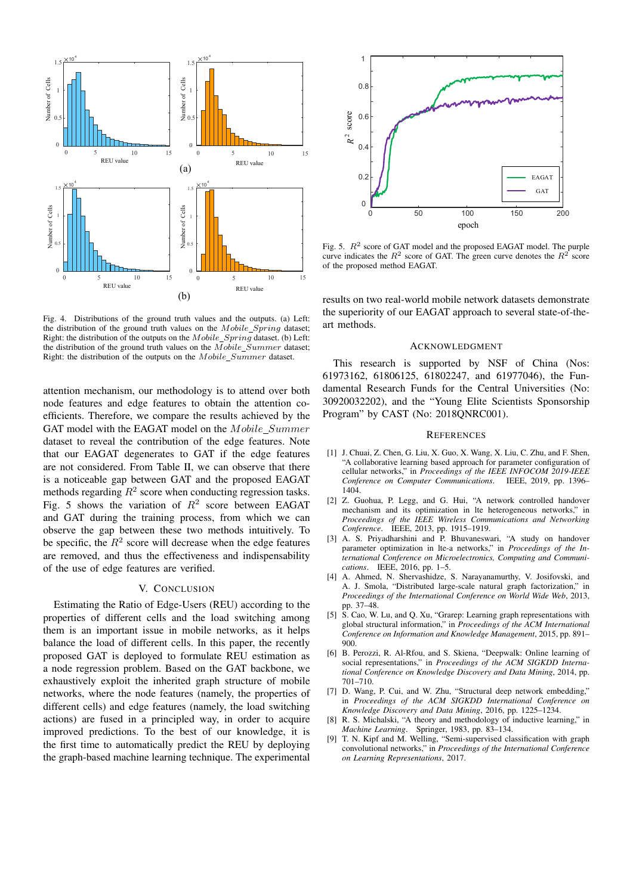Fig. 4. Distributions of the ground truth values and the outputs. (a) Left: the distribution of the ground truth values on the $Mobile\_Spring$ dataset; Right: the distribution of the outputs on the $Mobile\_Spring$ dataset. (b) Left: the distribution of the ground truth values on the $Mobile\_Summer$ dataset; Right: the distribution of the outputs on the $Mobile\_Summer$ dataset.

Fig. 5. $R^2$ score of GAT model and the proposed EAGAT model. The purple curve indicates the $R^2$ score of GAT. The green curve denotes the $R^2$ score of the proposed method EAGAT.

attention mechanism, our methodology is to attend over both node features and edge features to obtain the attention coefficients. Therefore, we compare the results achieved by the GAT model with the EAGAT model on the $Mobile\_Summer$ dataset to reveal the contribution of the edge features. Note that our EAGAT degenerates to GAT if the edge features are not considered. From Table II, we can observe that there is a noticeable gap between GAT and the proposed EAGAT methods regarding $R^2$ score when conducting regression tasks. Fig. 5 shows the variation of $R^2$ score between EAGAT and GAT during the training process, from which we can observe the gap between these two methods intuitively. To be specific, the $R^2$ score will decrease when the edge features are removed, and thus the effectiveness and indispensability of the use of edge features are verified.

## V. Conclusion

Estimating the Ratio of Edge-Users (REU) according to the properties of different cells and the load switching among them is an important issue in mobile networks, as it helps balance the load of different cells. In this paper, the recently proposed GAT is deployed to formulate REU estimation as a node regression problem. Based on the GAT backbone, we exhaustively exploit the inherited graph structure of mobile networks, where the node features (namely, the properties of different cells) and edge features (namely, the load switching actions) are fused in a principled way, in order to acquire improved predictions. To the best of our knowledge, it is the first time to automatically predict the REU by deploying the graph-based machine learning technique. The experimental results on two real-world mobile network datasets demonstrate the superiority of our EAGAT approach to several state-of-the-art methods.

## Acknowledgment

This research is supported by NSF of China (Nos: 61973162, 61806125, 61802247, and 61977046), the Fundamental Research Funds for the Central Universities (No: 30920032202), and the "Young Elite Scientists Sponsorship Program" by CAST (No: 2018QNRC001).

## References

[1] J. Chuai, Z. Chen, G. Liu, X. Guo, X. Wang, X. Liu, C. Zhu, and F. Shen, "A collaborative learning based approach for parameter configuration of cellular networks," in *Proceedings of the IEEE INFOCOM 2019-IEEE Conference on Computer Communications*. IEEE, 2019, pp. 1396–1404.

[2] Z. Guohua, P. Legg, and G. Hui, "A network controlled handover mechanism and its optimization in lte heterogeneous networks," in *Proceedings of the IEEE Wireless Communications and Networking Conference*. IEEE, 2013, pp. 1915–1919.

[3] A. S. Priyadharshini and P. Bhuvaneswari, "A study on handover parameter optimization in lte-a networks," in *Proceedings of the International Conference on Microelectronics, Computing and Communications*. IEEE, 2016, pp. 1–5.

[4] A. Ahmed, N. Shervashidze, S. Narayanamurthy, V. Josifovski, and A. J. Smola, "Distributed large-scale natural graph factorization," in *Proceedings of the International Conference on World Wide Web*, 2013, pp. 37–48.

[5] S. Cao, W. Lu, and Q. Xu, "Grarep: Learning graph representations with global structural information," in *Proceedings of the ACM International Conference on Information and Knowledge Management*, 2015, pp. 891–900.

[6] B. Perozzi, R. Al-Rfou, and S. Skiena, "Deepwalk: Online learning of social representations," in *Proceedings of the ACM SIGKDD International Conference on Knowledge Discovery and Data Mining*, 2014, pp. 701–710.

[7] D. Wang, P. Cui, and W. Zhu, "Structural deep network embedding," in *Proceedings of the ACM SIGKDD International Conference on Knowledge Discovery and Data Mining*, 2016, pp. 1225–1234.

[8] R. S. Michalski, "A theory and methodology of inductive learning," in *Machine Learning*. Springer, 1983, pp. 83–134.

[9] T. N. Kipf and M. Welling, "Semi-supervised classification with graph convolutional networks," in *Proceedings of the International Conference on Learning Representations*, 2017.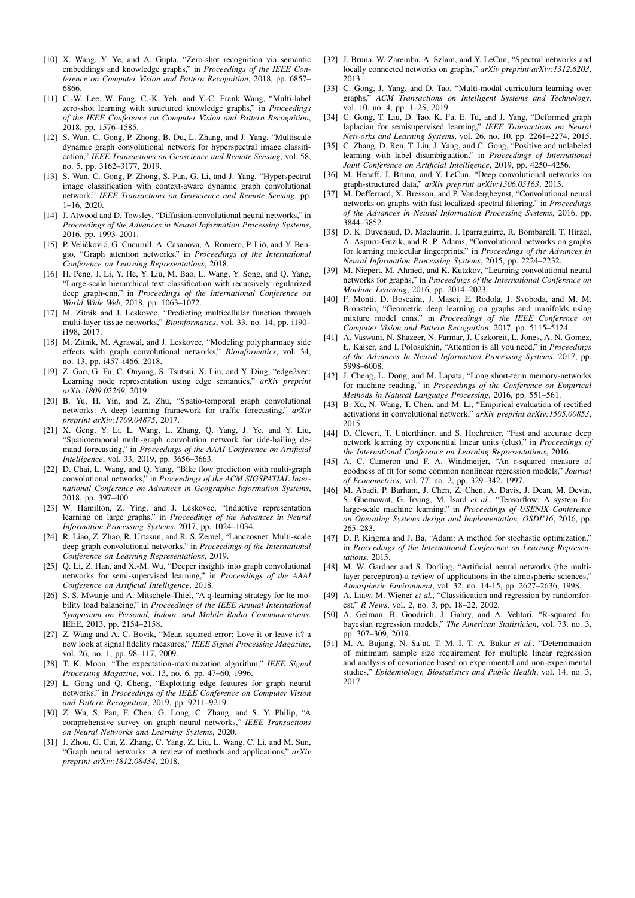[10] X. Wang, Y. Ye, and A. Gupta, "Zero-shot recognition via semantic embeddings and knowledge graphs," in *Proceedings of the IEEE Conference on Computer Vision and Pattern Recognition*, 2018, pp. 6857–6866.

[11] C.-W. Lee, W. Fang, C.-K. Yeh, and Y.-C. Frank Wang, "Multi-label zero-shot learning with structured knowledge graphs," in *Proceedings of the IEEE Conference on Computer Vision and Pattern Recognition*, 2018, pp. 1576–1585.

[12] S. Wan, C. Gong, P. Zhong, B. Du, L. Zhang, and J. Yang, "Multiscale dynamic graph convolutional network for hyperspectral image classification," *IEEE Transactions on Geoscience and Remote Sensing*, vol. 58, no. 5, pp. 3162–3177, 2019.

[13] S. Wan, C. Gong, P. Zhong, S. Pan, G. Li, and J. Yang, "Hyperspectral image classification with context-aware dynamic graph convolutional network," *IEEE Transactions on Geoscience and Remote Sensing*, pp. 1–16, 2020.

[14] J. Atwood and D. Towsley, "Diffusion-convolutional neural networks," in *Proceedings of the Advances in Neural Information Processing Systems*, 2016, pp. 1993–2001.

[15] P. Veličković, G. Cucurull, A. Casanova, A. Romero, P. Liò, and Y. Bengio, "Graph attention networks," in *Proceedings of the International Conference on Learning Representations*, 2018.

[16] H. Peng, J. Li, Y. He, Y. Liu, M. Bao, L. Wang, Y. Song, and Q. Yang, "Large-scale hierarchical text classification with recursively regularized deep graph-cnn," in *Proceedings of the International Conference on World Wide Web*, 2018, pp. 1063–1072.

[17] M. Zitnik and J. Leskovec, "Predicting multicellular function through multi-layer tissue networks," *Bioinformatics*, vol. 33, no. 14, pp. i190–i198, 2017.

[18] M. Zitnik, M. Agrawal, and J. Leskovec, "Modeling polypharmacy side effects with graph convolutional networks," *Bioinformatics*, vol. 34, no. 13, pp. i457–i466, 2018.

[19] Z. Gao, G. Fu, C. Ouyang, S. Tsutsui, X. Liu, and Y. Ding, "edge2vec: Learning node representation using edge semantics," *arXiv preprint arXiv:1809.02269*, 2019.

[20] B. Yu, H. Yin, and Z. Zhu, "Spatio-temporal graph convolutional networks: A deep learning framework for traffic forecasting," *arXiv preprint arXiv:1709.04875*, 2017.

[21] X. Geng, Y. Li, L. Wang, L. Zhang, Q. Yang, J. Ye, and Y. Liu, "Spatiotemporal multi-graph convolution network for ride-hailing demand forecasting," in *Proceedings of the AAAI Conference on Artificial Intelligence*, vol. 33, 2019, pp. 3656–3663.

[22] D. Chai, L. Wang, and Q. Yang, "Bike flow prediction with multi-graph convolutional networks," in *Proceedings of the ACM SIGSPATIAL International Conference on Advances in Geographic Information Systems*, 2018, pp. 397–400.

[23] W. Hamilton, Z. Ying, and J. Leskovec, "Inductive representation learning on large graphs," in *Proceedings of the Advances in Neural Information Processing Systems*, 2017, pp. 1024–1034.

[24] R. Liao, Z. Zhao, R. Urtasun, and R. S. Zemel, "Lanczosnet: Multi-scale deep graph convolutional networks," in *Proceedings of the International Conference on Learning Representations*, 2019.

[25] Q. Li, Z. Han, and X.-M. Wu, "Deeper insights into graph convolutional networks for semi-supervised learning," in *Proceedings of the AAAI Conference on Artificial Intelligence*, 2018.

[26] S. S. Mwanje and A. Mitschele-Thiel, "A q-learning strategy for lte mobility load balancing," in *Proceedings of the IEEE Annual International Symposium on Personal, Indoor, and Mobile Radio Communications*. IEEE, 2013, pp. 2154–2158.

[27] Z. Wang and A. C. Bovik, "Mean squared error: Love it or leave it? a new look at signal fidelity measures," *IEEE Signal Processing Magazine*, vol. 26, no. 1, pp. 98–117, 2009.

[28] T. K. Moon, "The expectation-maximization algorithm," *IEEE Signal Processing Magazine*, vol. 13, no. 6, pp. 47–60, 1996.

[29] L. Gong and Q. Cheng, "Exploiting edge features for graph neural networks," in *Proceedings of the IEEE Conference on Computer Vision and Pattern Recognition*, 2019, pp. 9211–9219.

[30] Z. Wu, S. Pan, F. Chen, G. Long, C. Zhang, and S. Y. Philip, "A comprehensive survey on graph neural networks," *IEEE Transactions on Neural Networks and Learning Systems*, 2020.

[31] J. Zhou, G. Cui, Z. Zhang, C. Yang, Z. Liu, L. Wang, C. Li, and M. Sun, "Graph neural networks: A review of methods and applications," *arXiv preprint arXiv:1812.08434*, 2018.

[32] J. Bruna, W. Zaremba, A. Szlam, and Y. LeCun, "Spectral networks and locally connected networks on graphs," *arXiv preprint arXiv:1312.6203*, 2013.

[33] C. Gong, J. Yang, and D. Tao, "Multi-modal curriculum learning over graphs," *ACM Transactions on Intelligent Systems and Technology*, vol. 10, no. 4, pp. 1–25, 2019.

[34] C. Gong, T. Liu, D. Tao, K. Fu, E. Tu, and J. Yang, "Deformed graph laplacian for semisupervised learning," *IEEE Transactions on Neural Networks and Learning Systems*, vol. 26, no. 10, pp. 2261–2274, 2015.

[35] C. Zhang, D. Ren, T. Liu, J. Yang, and C. Gong, "Positive and unlabeled learning with label disambiguation." in *Proceedings of International Joint Conference on Artificial Intelligence*, 2019, pp. 4250–4256.

[36] M. Henaff, J. Bruna, and Y. LeCun, "Deep convolutional networks on graph-structured data," *arXiv preprint arXiv:1506.05163*, 2015.

[37] M. Defferrard, X. Bresson, and P. Vandergheynst, "Convolutional neural networks on graphs with fast localized spectral filtering," in *Proceedings of the Advances in Neural Information Processing Systems*, 2016, pp. 3844–3852.

[38] D. K. Duvenaud, D. Maclaurin, J. Iparraguirre, R. Bombarell, T. Hirzel, A. Aspuru-Guzik, and R. P. Adams, "Convolutional networks on graphs for learning molecular fingerprints," in *Proceedings of the Advances in Neural Information Processing Systems*, 2015, pp. 2224–2232.

[39] M. Niepert, M. Ahmed, and K. Kutzkov, "Learning convolutional neural networks for graphs," in *Proceedings of the International Conference on Machine Learning*, 2016, pp. 2014–2023.

[40] F. Monti, D. Boscaini, J. Masci, E. Rodola, J. Svoboda, and M. M. Bronstein, "Geometric deep learning on graphs and manifolds using mixture model cnns," in *Proceedings of the IEEE Conference on Computer Vision and Pattern Recognition*, 2017, pp. 5115–5124.

[41] A. Vaswani, N. Shazeer, N. Parmar, J. Uszkoreit, L. Jones, A. N. Gomez, Ł. Kaiser, and I. Polosukhin, "Attention is all you need," in *Proceedings of the Advances In Neural Information Processing Systems*, 2017, pp. 5998–6008.

[42] J. Cheng, L. Dong, and M. Lapata, "Long short-term memory-networks for machine reading," in *Proceedings of the Conference on Empirical Methods in Natural Language Processing*, 2016, pp. 551–561.

[43] B. Xu, N. Wang, T. Chen, and M. Li, "Empirical evaluation of rectified activations in convolutional network," *arXiv preprint arXiv:1505.00853*, 2015.

[44] D. Clevert, T. Unterthiner, and S. Hochreiter, "Fast and accurate deep network learning by exponential linear units (elus)," in *Proceedings of the International Conference on Learning Representations*, 2016.

[45] A. C. Cameron and F. A. Windmeijer, "An r-squared measure of goodness of fit for some common nonlinear regression models," *Journal of Econometrics*, vol. 77, no. 2, pp. 329–342, 1997.

[46] M. Abadi, P. Barham, J. Chen, Z. Chen, A. Davis, J. Dean, M. Devin, S. Ghemawat, G. Irving, M. Isard *et al.*, "Tensorflow: A system for large-scale machine learning," in *Proceedings of USENIX Conference on Operating Systems design and Implementation, OSDI'16*, 2016, pp. 265–283.

[47] D. P. Kingma and J. Ba, "Adam: A method for stochastic optimization," in *Proceedings of the International Conference on Learning Representations*, 2015.

[48] M. W. Gardner and S. Dorling, "Artificial neural networks (the multilayer perceptron)-a review of applications in the atmospheric sciences," *Atmospheric Environment*, vol. 32, no. 14-15, pp. 2627–2636, 1998.

[49] A. Liaw, M. Wiener *et al.*, "Classification and regression by randomforest," *R News*, vol. 2, no. 3, pp. 18–22, 2002.

[50] A. Gelman, B. Goodrich, J. Gabry, and A. Vehtari, "R-squared for bayesian regression models," *The American Statistician*, vol. 73, no. 3, pp. 307–309, 2019.

[51] M. A. Bujang, N. Sa'at, T. M. I. T. A. Bakar *et al.*, "Determination of minimum sample size requirement for multiple linear regression and analysis of covariance based on experimental and non-experimental studies," *Epidemiology, Biostatistics and Public Health*, vol. 14, no. 3, 2017.